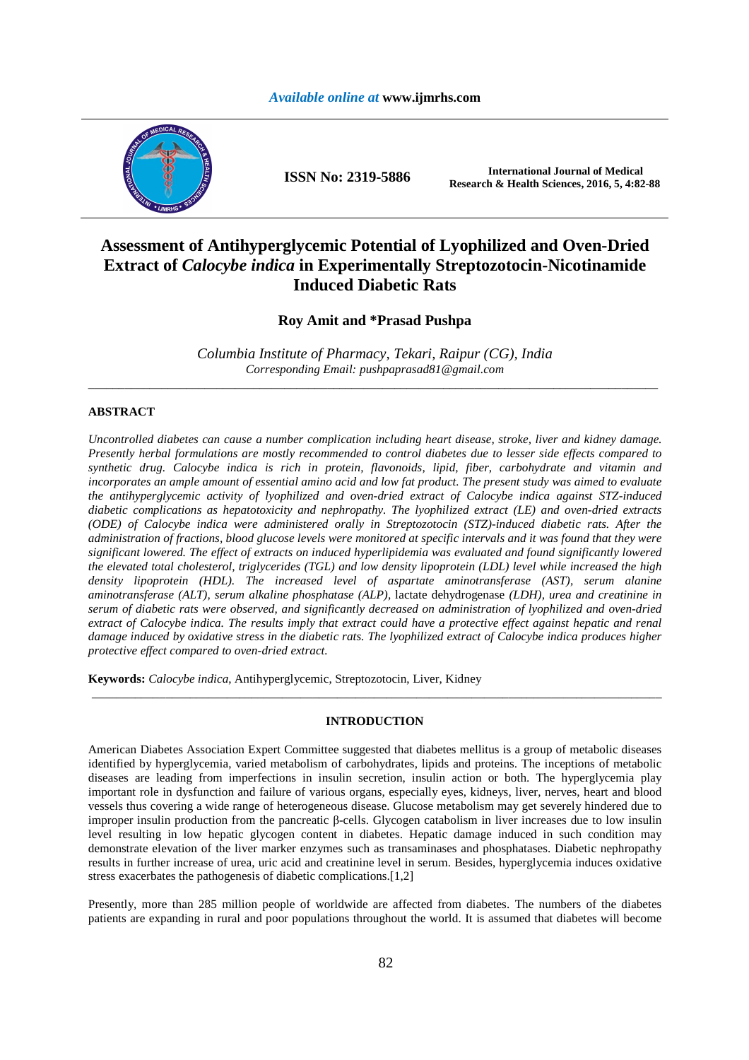# Assessment of Antihyperglycemic Potential of Lyophilized and Oven-Dried Extract of *Calocybe indica* in Experimentally Streptozotocin-Nicotinamide Induced Diabetic Rats

**Roy Amit and \*Prasad Pushpa**

*Columbia Institute of Pharmacy, Tekari, Raipur (CG), India*
*Corresponding Email: pushpaprasad81@gmail.com*

---

## ABSTRACT

*Uncontrolled diabetes can cause a number complication including heart disease, stroke, liver and kidney damage. Presently herbal formulations are mostly recommended to control diabetes due to lesser side effects compared to synthetic drug. Calocybe indica is rich in protein, flavonoids, lipid, fiber, carbohydrate and vitamin and incorporates an ample amount of essential amino acid and low fat product. The present study was aimed to evaluate the antihyperglycemic activity of lyophilized and oven-dried extract of Calocybe indica against STZ-induced diabetic complications as hepatotoxicity and nephropathy. The lyophilized extract (LE) and oven-dried extracts (ODE) of Calocybe indica were administered orally in Streptozotocin (STZ)-induced diabetic rats. After the administration of fractions, blood glucose levels were monitored at specific intervals and it was found that they were significant lowered. The effect of extracts on induced hyperlipidemia was evaluated and found significantly lowered the elevated total cholesterol, triglycerides (TGL) and low density lipoprotein (LDL) level while increased the high density lipoprotein (HDL). The increased level of aspartate aminotransferase (AST), serum alanine aminotransferase (ALT), serum alkaline phosphatase (ALP),* lactate dehydrogenase *(LDH), urea and creatinine in serum of diabetic rats were observed, and significantly decreased on administration of lyophilized and oven-dried extract of Calocybe indica. The results imply that extract could have a protective effect against hepatic and renal damage induced by oxidative stress in the diabetic rats. The lyophilized extract of Calocybe indica produces higher protective effect compared to oven-dried extract.*

**Keywords:** *Calocybe indica*, Antihyperglycemic, Streptozotocin, Liver, Kidney

---

## INTRODUCTION

American Diabetes Association Expert Committee suggested that diabetes mellitus is a group of metabolic diseases identified by hyperglycemia, varied metabolism of carbohydrates, lipids and proteins. The inceptions of metabolic diseases are leading from imperfections in insulin secretion, insulin action or both. The hyperglycemia play important role in dysfunction and failure of various organs, especially eyes, kidneys, liver, nerves, heart and blood vessels thus covering a wide range of heterogeneous disease. Glucose metabolism may get severely hindered due to improper insulin production from the pancreatic β-cells. Glycogen catabolism in liver increases due to low insulin level resulting in low hepatic glycogen content in diabetes. Hepatic damage induced in such condition may demonstrate elevation of the liver marker enzymes such as transaminases and phosphatases. Diabetic nephropathy results in further increase of urea, uric acid and creatinine level in serum. Besides, hyperglycemia induces oxidative stress exacerbates the pathogenesis of diabetic complications.[1,2]

Presently, more than 285 million people of worldwide are affected from diabetes. The numbers of the diabetes patients are expanding in rural and poor populations throughout the world. It is assumed that diabetes will become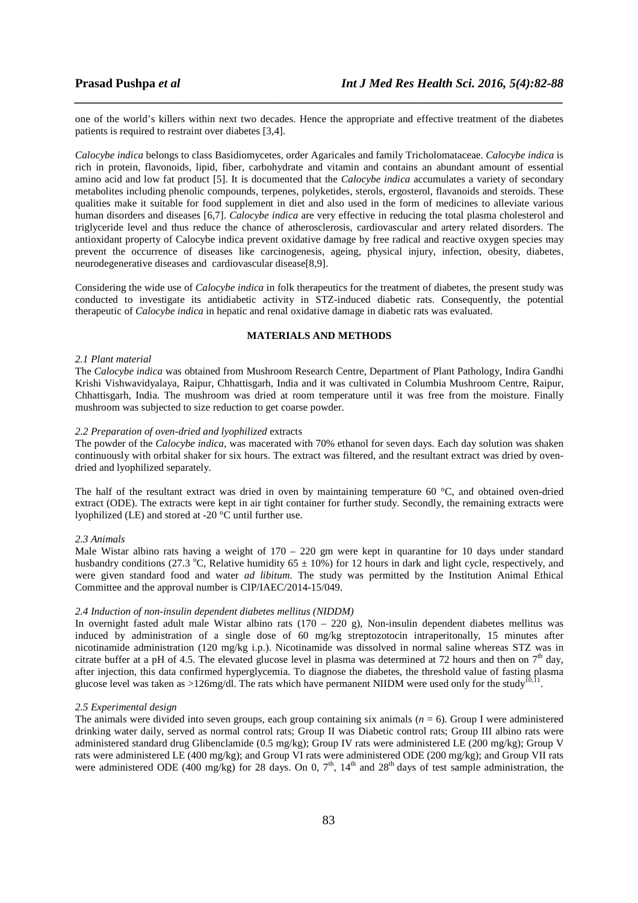one of the world's killers within next two decades. Hence the appropriate and effective treatment of the diabetes patients is required to restraint over diabetes [3,4].

*Calocybe indica* belongs to class Basidiomycetes, order Agaricales and family Tricholomataceae. *Calocybe indica* is rich in protein, flavonoids, lipid, fiber, carbohydrate and vitamin and contains an abundant amount of essential amino acid and low fat product [5]. It is documented that the *Calocybe indica* accumulates a variety of secondary metabolites including phenolic compounds, terpenes, polyketides, sterols, ergosterol, flavanoids and steroids. These qualities make it suitable for food supplement in diet and also used in the form of medicines to alleviate various human disorders and diseases [6,7]. *Calocybe indica* are very effective in reducing the total plasma cholesterol and triglyceride level and thus reduce the chance of atherosclerosis, cardiovascular and artery related disorders. The antioxidant property of Calocybe indica prevent oxidative damage by free radical and reactive oxygen species may prevent the occurrence of diseases like carcinogenesis, ageing, physical injury, infection, obesity, diabetes, neurodegenerative diseases and cardiovascular disease[8,9].

Considering the wide use of *Calocybe indica* in folk therapeutics for the treatment of diabetes, the present study was conducted to investigate its antidiabetic activity in STZ-induced diabetic rats. Consequently, the potential therapeutic of *Calocybe indica* in hepatic and renal oxidative damage in diabetic rats was evaluated.

## MATERIALS AND METHODS

### *2.1 Plant material*

The *Calocybe indica* was obtained from Mushroom Research Centre, Department of Plant Pathology, Indira Gandhi Krishi Vishwavidyalaya, Raipur, Chhattisgarh, India and it was cultivated in Columbia Mushroom Centre, Raipur, Chhattisgarh, India. The mushroom was dried at room temperature until it was free from the moisture. Finally mushroom was subjected to size reduction to get coarse powder.

### *2.2 Preparation of oven-dried and lyophilized* extracts

The powder of the *Calocybe indica*, was macerated with 70% ethanol for seven days. Each day solution was shaken continuously with orbital shaker for six hours. The extract was filtered, and the resultant extract was dried by oven-dried and lyophilized separately.

The half of the resultant extract was dried in oven by maintaining temperature 60 °C, and obtained oven-dried extract (ODE). The extracts were kept in air tight container for further study. Secondly, the remaining extracts were lyophilized (LE) and stored at -20 °C until further use.

### *2.3 Animals*

Male Wistar albino rats having a weight of 170 – 220 gm were kept in quarantine for 10 days under standard husbandry conditions (27.3 °C, Relative humidity 65 ± 10%) for 12 hours in dark and light cycle, respectively, and were given standard food and water *ad libitum*. The study was permitted by the Institution Animal Ethical Committee and the approval number is CIP/IAEC/2014-15/049.

### *2.4 Induction of non-insulin dependent diabetes mellitus (NIDDM)*

In overnight fasted adult male Wistar albino rats (170 – 220 g), Non-insulin dependent diabetes mellitus was induced by administration of a single dose of 60 mg/kg streptozotocin intraperitonally, 15 minutes after nicotinamide administration (120 mg/kg i.p.). Nicotinamide was dissolved in normal saline whereas STZ was in citrate buffer at a pH of 4.5. The elevated glucose level in plasma was determined at 72 hours and then on 7th day, after injection, this data confirmed hyperglycemia. To diagnose the diabetes, the threshold value of fasting plasma glucose level was taken as >126mg/dl. The rats which have permanent NIIDM were used only for the study[10,11].

### *2.5 Experimental design*

The animals were divided into seven groups, each group containing six animals (*n* = 6). Group I were administered drinking water daily, served as normal control rats; Group II was Diabetic control rats; Group III albino rats were administered standard drug Glibenclamide (0.5 mg/kg); Group IV rats were administered LE (200 mg/kg); Group V rats were administered LE (400 mg/kg); and Group VI rats were administered ODE (200 mg/kg); and Group VII rats were administered ODE (400 mg/kg) for 28 days. On 0, 7th, 14th and 28th days of test sample administration, the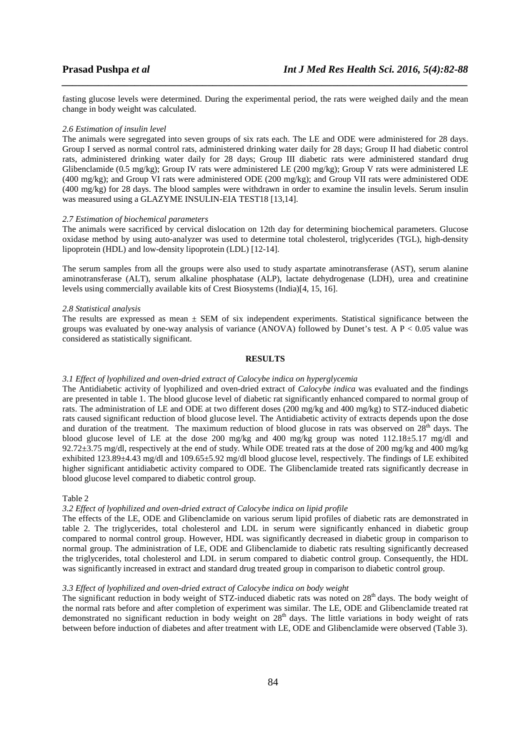fasting glucose levels were determined. During the experimental period, the rats were weighed daily and the mean change in body weight was calculated.

### *2.6 Estimation of insulin level*

The animals were segregated into seven groups of six rats each. The LE and ODE were administered for 28 days. Group I served as normal control rats, administered drinking water daily for 28 days; Group II had diabetic control rats, administered drinking water daily for 28 days; Group III diabetic rats were administered standard drug Glibenclamide (0.5 mg/kg); Group IV rats were administered LE (200 mg/kg); Group V rats were administered LE (400 mg/kg); and Group VI rats were administered ODE (200 mg/kg); and Group VII rats were administered ODE (400 mg/kg) for 28 days. The blood samples were withdrawn in order to examine the insulin levels. Serum insulin was measured using a GLAZYME INSULIN-EIA TEST18 [13,14].

### *2.7 Estimation of biochemical parameters*

The animals were sacrificed by cervical dislocation on 12th day for determining biochemical parameters. Glucose oxidase method by using auto-analyzer was used to determine total cholesterol, triglycerides (TGL), high-density lipoprotein (HDL) and low-density lipoprotein (LDL) [12-14].

The serum samples from all the groups were also used to study aspartate aminotransferase (AST), serum alanine aminotransferase (ALT), serum alkaline phosphatase (ALP), lactate dehydrogenase (LDH), urea and creatinine levels using commercially available kits of Crest Biosystems (India)[4, 15, 16].

### *2.8 Statistical analysis*

The results are expressed as mean ± SEM of six independent experiments. Statistical significance between the groups was evaluated by one-way analysis of variance (ANOVA) followed by Dunet's test. A $P < 0.05$ value was considered as statistically significant.

## RESULTS

### *3.1 Effect of lyophilized and oven-dried extract of Calocybe indica on hyperglycemia*

The Antidiabetic activity of lyophilized and oven-dried extract of *Calocybe indica* was evaluated and the findings are presented in table 1. The blood glucose level of diabetic rat significantly enhanced compared to normal group of rats. The administration of LE and ODE at two different doses (200 mg/kg and 400 mg/kg) to STZ-induced diabetic rats caused significant reduction of blood glucose level. The Antidiabetic activity of extracts depends upon the dose and duration of the treatment. The maximum reduction of blood glucose in rats was observed on 28[th] days. The blood glucose level of LE at the dose 200 mg/kg and 400 mg/kg group was noted 112.18±5.17 mg/dl and 92.72±3.75 mg/dl, respectively at the end of study. While ODE treated rats at the dose of 200 mg/kg and 400 mg/kg exhibited 123.89±4.43 mg/dl and 109.65±5.92 mg/dl blood glucose level, respectively. The findings of LE exhibited higher significant antidiabetic activity compared to ODE. The Glibenclamide treated rats significantly decrease in blood glucose level compared to diabetic control group.

Table 2

### *3.2 Effect of lyophilized and oven-dried extract of Calocybe indica on lipid profile*

The effects of the LE, ODE and Glibenclamide on various serum lipid profiles of diabetic rats are demonstrated in table 2. The triglycerides, total cholesterol and LDL in serum were significantly enhanced in diabetic group compared to normal control group. However, HDL was significantly decreased in diabetic group in comparison to normal group. The administration of LE, ODE and Glibenclamide to diabetic rats resulting significantly decreased the triglycerides, total cholesterol and LDL in serum compared to diabetic control group. Consequently, the HDL was significantly increased in extract and standard drug treated group in comparison to diabetic control group.

### *3.3 Effect of lyophilized and oven-dried extract of Calocybe indica on body weight*

The significant reduction in body weight of STZ-induced diabetic rats was noted on 28[th] days. The body weight of the normal rats before and after completion of experiment was similar. The LE, ODE and Glibenclamide treated rat demonstrated no significant reduction in body weight on 28[th] days. The little variations in body weight of rats between before induction of diabetes and after treatment with LE, ODE and Glibenclamide were observed (Table 3).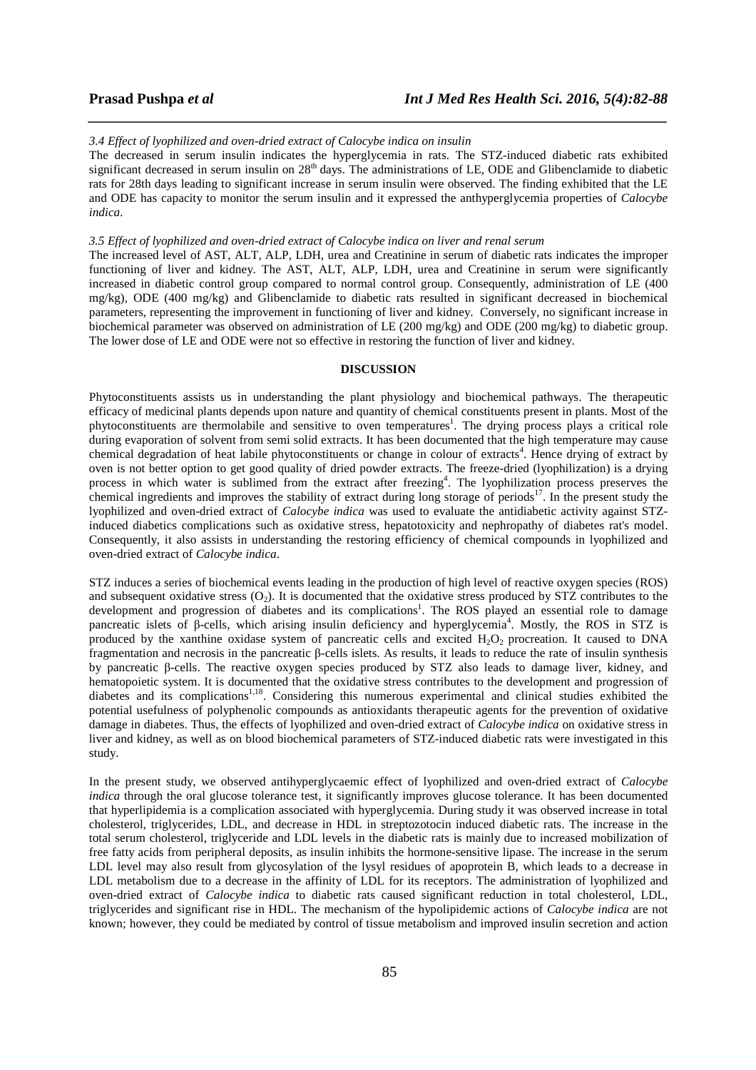*3.4 Effect of lyophilized and oven-dried extract of Calocybe indica on insulin*

The decreased in serum insulin indicates the hyperglycemia in rats. The STZ-induced diabetic rats exhibited significant decreased in serum insulin on 28th days. The administrations of LE, ODE and Glibenclamide to diabetic rats for 28th days leading to significant increase in serum insulin were observed. The finding exhibited that the LE and ODE has capacity to monitor the serum insulin and it expressed the anthyperglycemia properties of *Calocybe indica*.

*3.5 Effect of lyophilized and oven-dried extract of Calocybe indica on liver and renal serum*

The increased level of AST, ALT, ALP, LDH, urea and Creatinine in serum of diabetic rats indicates the improper functioning of liver and kidney. The AST, ALT, ALP, LDH, urea and Creatinine in serum were significantly increased in diabetic control group compared to normal control group. Consequently, administration of LE (400 mg/kg), ODE (400 mg/kg) and Glibenclamide to diabetic rats resulted in significant decreased in biochemical parameters, representing the improvement in functioning of liver and kidney. Conversely, no significant increase in biochemical parameter was observed on administration of LE (200 mg/kg) and ODE (200 mg/kg) to diabetic group. The lower dose of LE and ODE were not so effective in restoring the function of liver and kidney.

## DISCUSSION

Phytoconstituents assists us in understanding the plant physiology and biochemical pathways. The therapeutic efficacy of medicinal plants depends upon nature and quantity of chemical constituents present in plants. Most of the phytoconstituents are thermolabile and sensitive to oven temperatures[1]. The drying process plays a critical role during evaporation of solvent from semi solid extracts. It has been documented that the high temperature may cause chemical degradation of heat labile phytoconstituents or change in colour of extracts[4]. Hence drying of extract by oven is not better option to get good quality of dried powder extracts. The freeze-dried (lyophilization) is a drying process in which water is sublimed from the extract after freezing[4]. The lyophilization process preserves the chemical ingredients and improves the stability of extract during long storage of periods[17]. In the present study the lyophilized and oven-dried extract of *Calocybe indica* was used to evaluate the antidiabetic activity against STZ-induced diabetics complications such as oxidative stress, hepatotoxicity and nephropathy of diabetes rat's model. Consequently, it also assists in understanding the restoring efficiency of chemical compounds in lyophilized and oven-dried extract of *Calocybe indica*.

STZ induces a series of biochemical events leading in the production of high level of reactive oxygen species (ROS) and subsequent oxidative stress ($O_2$). It is documented that the oxidative stress produced by STZ contributes to the development and progression of diabetes and its complications[1]. The ROS played an essential role to damage pancreatic islets of β-cells, which arising insulin deficiency and hyperglycemia[4]. Mostly, the ROS in STZ is produced by the xanthine oxidase system of pancreatic cells and excited $H_2O_2$ procreation. It caused to DNA fragmentation and necrosis in the pancreatic β-cells islets. As results, it leads to reduce the rate of insulin synthesis by pancreatic β-cells. The reactive oxygen species produced by STZ also leads to damage liver, kidney, and hematopoietic system. It is documented that the oxidative stress contributes to the development and progression of diabetes and its complications[1,18]. Considering this numerous experimental and clinical studies exhibited the potential usefulness of polyphenolic compounds as antioxidants therapeutic agents for the prevention of oxidative damage in diabetes. Thus, the effects of lyophilized and oven-dried extract of *Calocybe indica* on oxidative stress in liver and kidney, as well as on blood biochemical parameters of STZ-induced diabetic rats were investigated in this study.

In the present study, we observed antihyperglycaemic effect of lyophilized and oven-dried extract of *Calocybe indica* through the oral glucose tolerance test, it significantly improves glucose tolerance. It has been documented that hyperlipidemia is a complication associated with hyperglycemia. During study it was observed increase in total cholesterol, triglycerides, LDL, and decrease in HDL in streptozotocin induced diabetic rats. The increase in the total serum cholesterol, triglyceride and LDL levels in the diabetic rats is mainly due to increased mobilization of free fatty acids from peripheral deposits, as insulin inhibits the hormone-sensitive lipase. The increase in the serum LDL level may also result from glycosylation of the lysyl residues of apoprotein B, which leads to a decrease in LDL metabolism due to a decrease in the affinity of LDL for its receptors. The administration of lyophilized and oven-dried extract of *Calocybe indica* to diabetic rats caused significant reduction in total cholesterol, LDL, triglycerides and significant rise in HDL. The mechanism of the hypolipidemic actions of *Calocybe indica* are not known; however, they could be mediated by control of tissue metabolism and improved insulin secretion and action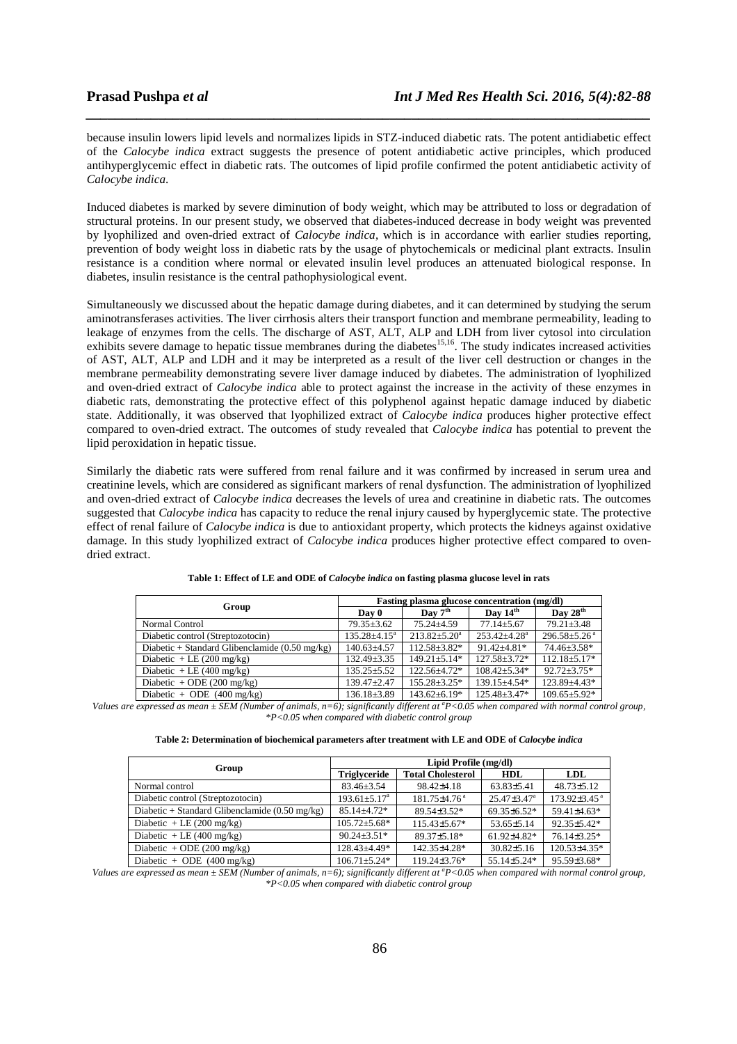because insulin lowers lipid levels and normalizes lipids in STZ-induced diabetic rats. The potent antidiabetic effect of the *Calocybe indica* extract suggests the presence of potent antidiabetic active principles, which produced antihyperglycemic effect in diabetic rats. The outcomes of lipid profile confirmed the potent antidiabetic activity of *Calocybe indica.*

Induced diabetes is marked by severe diminution of body weight, which may be attributed to loss or degradation of structural proteins. In our present study, we observed that diabetes-induced decrease in body weight was prevented by lyophilized and oven-dried extract of *Calocybe indica*, which is in accordance with earlier studies reporting, prevention of body weight loss in diabetic rats by the usage of phytochemicals or medicinal plant extracts. Insulin resistance is a condition where normal or elevated insulin level produces an attenuated biological response. In diabetes, insulin resistance is the central pathophysiological event.

Simultaneously we discussed about the hepatic damage during diabetes, and it can determined by studying the serum aminotransferases activities. The liver cirrhosis alters their transport function and membrane permeability, leading to leakage of enzymes from the cells. The discharge of AST, ALT, ALP and LDH from liver cytosol into circulation exhibits severe damage to hepatic tissue membranes during the diabetes[15,16]. The study indicates increased activities of AST, ALT, ALP and LDH and it may be interpreted as a result of the liver cell destruction or changes in the membrane permeability demonstrating severe liver damage induced by diabetes. The administration of lyophilized and oven-dried extract of *Calocybe indica* able to protect against the increase in the activity of these enzymes in diabetic rats, demonstrating the protective effect of this polyphenol against hepatic damage induced by diabetic state. Additionally, it was observed that lyophilized extract of *Calocybe indica* produces higher protective effect compared to oven-dried extract. The outcomes of study revealed that *Calocybe indica* has potential to prevent the lipid peroxidation in hepatic tissue.

Similarly the diabetic rats were suffered from renal failure and it was confirmed by increased in serum urea and creatinine levels, which are considered as significant markers of renal dysfunction. The administration of lyophilized and oven-dried extract of *Calocybe indica* decreases the levels of urea and creatinine in diabetic rats. The outcomes suggested that *Calocybe indica* has capacity to reduce the renal injury caused by hyperglycemic state. The protective effect of renal failure of *Calocybe indica* is due to antioxidant property, which protects the kidneys against oxidative damage. In this study lyophilized extract of *Calocybe indica* produces higher protective effect compared to oven-dried extract.

**Table 1: Effect of LE and ODE of *Calocybe indica* on fasting plasma glucose level in rats**

| Group | Fasting plasma glucose concentration (mg/dl) | | | |
|---|---|---|---|---|
| | Day 0 | Day 7th | Day 14th | Day 28th |
| Normal Control | 79.35±3.62 | 75.24±4.59 | 77.14±5.67 | 79.21±3.48 |
| Diabetic control (Streptozotocin) | 135.28±4.15[a] | 213.82±5.20[a] | 253.42±4.28[a] | 296.58±5.26[a] |
| Diabetic + Standard Glibenclamide (0.50 mg/kg) | 140.63±4.57 | 112.58±3.82* | 91.42±4.81* | 74.46±3.58* |
| Diabetic + LE (200 mg/kg) | 132.49±3.35 | 149.21±5.14* | 127.58±3.72* | 112.18±5.17* |
| Diabetic + LE (400 mg/kg) | 135.25±5.52 | 122.56±4.72* | 108.42±5.34* | 92.72±3.75* |
| Diabetic + ODE (200 mg/kg) | 139.47±2.47 | 155.28±3.25* | 139.15±4.54* | 123.89±4.43* |
| Diabetic + ODE (400 mg/kg) | 136.18±3.89 | 143.62±6.19* | 125.48±3.47* | 109.65±5.92* |

*Values are expressed as mean ± SEM (Number of animals, n=6); significantly different at [a]P<0.05 when compared with normal control group, *P<0.05 when compared with diabetic control group*

**Table 2: Determination of biochemical parameters after treatment with LE and ODE of *Calocybe indica***

| Group | Lipid Profile (mg/dl) | | | |
|---|---|---|---|---|
| | Triglyceride | Total Cholesterol | HDL | LDL |
| Normal control | 83.46±3.54 | 98.42±4.18 | 63.83±5.41 | 48.73±5.12 |
| Diabetic control (Streptozotocin) | 193.61±5.17[a] | 181.75±4.76[a] | 25.47±3.47[a] | 173.92±3.45[a] |
| Diabetic + Standard Glibenclamide (0.50 mg/kg) | 85.14±4.72* | 89.54±3.52* | 69.35±6.52* | 59.41±4.63* |
| Diabetic + LE (200 mg/kg) | 105.72±5.68* | 115.43±5.67* | 53.65±5.14 | 92.35±5.42* |
| Diabetic + LE (400 mg/kg) | 90.24±3.51* | 89.37±5.18* | 61.92±4.82* | 76.14±3.25* |
| Diabetic + ODE (200 mg/kg) | 128.43±4.49* | 142.35±4.28* | 30.82±5.16 | 120.53±4.35* |
| Diabetic + ODE (400 mg/kg) | 106.71±5.24* | 119.24±3.76* | 55.14±5.24* | 95.59±3.68* |

*Values are expressed as mean ± SEM (Number of animals, n=6); significantly different at [a]P<0.05 when compared with normal control group, *P<0.05 when compared with diabetic control group*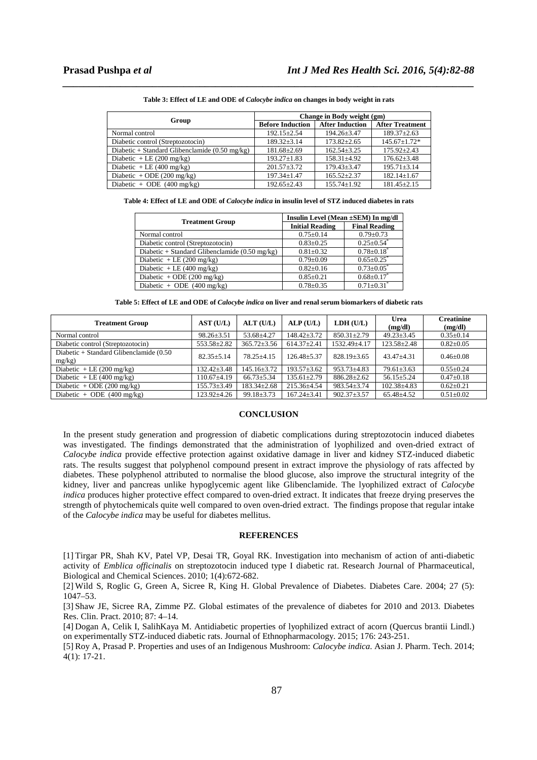**Table 3: Effect of LE and ODE of *Calocybe indica* on changes in body weight in rats**

| Group | Change in Body weight (gm) | | |
|---|---|---|---|
| | Before Induction | After Induction | After Treatment |
| Normal control | 192.15±2.54 | 194.26±3.47 | 189.37±2.63 |
| Diabetic control (Streptozotocin) | 189.32±3.14 | 173.82±2.65 | 145.67±1.72* |
| Diabetic + Standard Glibenclamide (0.50 mg/kg) | 181.68±2.69 | 162.54±3.25 | 175.92±2.43 |
| Diabetic + LE (200 mg/kg) | 193.27±1.83 | 158.31±4.92 | 176.62±3.48 |
| Diabetic + LE (400 mg/kg) | 201.57±3.72 | 179.43±3.47 | 195.71±3.14 |
| Diabetic + ODE (200 mg/kg) | 197.34±1.47 | 165.52±2.37 | 182.14±1.67 |
| Diabetic + ODE (400 mg/kg) | 192.65±2.43 | 155.74±1.92 | 181.45±2.15 |

**Table 4: Effect of LE and ODE of *Calocybe indica* in insulin level of STZ induced diabetes in rats**

| Treatment Group | Insulin Level (Mean ±SEM) In mg/dl | |
|---|---|---|
| | Initial Reading | Final Reading |
| Normal control | 0.75±0.14 | 0.79±0.73 |
| Diabetic control (Streptozotocin) | 0.83±0.25 | 0.25±0.54* |
| Diabetic + Standard Glibenclamide (0.50 mg/kg) | 0.81±0.32 | 0.78±0.18* |
| Diabetic + LE (200 mg/kg) | 0.79±0.09 | 0.65±0.25* |
| Diabetic + LE (400 mg/kg) | 0.82±0.16 | 0.73±0.05* |
| Diabetic + ODE (200 mg/kg) | 0.85±0.21 | 0.68±0.17* |
| Diabetic + ODE (400 mg/kg) | 0.78±0.35 | 0.71±0.31* |

**Table 5: Effect of LE and ODE of *Calocybe indica* on liver and renal serum biomarkers of diabetic rats**

| Treatment Group | AST (U/L) | ALT (U/L) | ALP (U/L) | LDH (U/L) | Urea (mg/dl) | Creatinine (mg/dl) |
|---|---|---|---|---|---|---|
| Normal control | 98.26±3.51 | 53.68±4.27 | 148.42±3.72 | 850.31±2.79 | 49.23±3.45 | 0.35±0.14 |
| Diabetic control (Streptozotocin) | 553.58±2.82 | 365.72±3.56 | 614.37±2.41 | 1532.49±4.17 | 123.58±2.48 | 0.82±0.05 |
| Diabetic + Standard Glibenclamide (0.50 mg/kg) | 82.35±5.14 | 78.25±4.15 | 126.48±5.37 | 828.19±3.65 | 43.47±4.31 | 0.46±0.08 |
| Diabetic + LE (200 mg/kg) | 132.42±3.48 | 145.16±3.72 | 193.57±3.62 | 953.73±4.83 | 79.61±3.63 | 0.55±0.24 |
| Diabetic + LE (400 mg/kg) | 110.67±4.19 | 66.73±5.34 | 135.61±2.79 | 886.28±2.62 | 56.15±5.24 | 0.47±0.18 |
| Diabetic + ODE (200 mg/kg) | 155.73±3.49 | 183.34±2.68 | 215.36±4.54 | 983.54±3.74 | 102.38±4.83 | 0.62±0.21 |
| Diabetic + ODE (400 mg/kg) | 123.92±4.26 | 99.18±3.73 | 167.24±3.41 | 902.37±3.57 | 65.48±4.52 | 0.51±0.02 |

## CONCLUSION

In the present study generation and progression of diabetic complications during streptozotocin induced diabetes was investigated. The findings demonstrated that the administration of lyophilized and oven-dried extract of *Calocybe indica* provide effective protection against oxidative damage in liver and kidney STZ-induced diabetic rats. The results suggest that polyphenol compound present in extract improve the physiology of rats affected by diabetes. These polyphenol attributed to normalise the blood glucose, also improve the structural integrity of the kidney, liver and pancreas unlike hypoglycemic agent like Glibenclamide. The lyophilized extract of *Calocybe indica* produces higher protective effect compared to oven-dried extract. It indicates that freeze drying preserves the strength of phytochemicals quite well compared to oven oven-dried extract. The findings propose that regular intake of the *Calocybe indica* may be useful for diabetes mellitus.

## REFERENCES

[1] Tirgar PR, Shah KV, Patel VP, Desai TR, Goyal RK. Investigation into mechanism of action of anti-diabetic activity of *Emblica officinalis* on streptozotocin induced type I diabetic rat. Research Journal of Pharmaceutical, Biological and Chemical Sciences. 2010; 1(4):672-682.

[2] Wild S, Roglic G, Green A, Sicree R, King H. Global Prevalence of Diabetes. Diabetes Care. 2004; 27 (5): 1047–53.

[3] Shaw JE, Sicree RA, Zimme PZ. Global estimates of the prevalence of diabetes for 2010 and 2013. Diabetes Res. Clin. Pract. 2010; 87: 4–14.

[4] Dogan A, Celik I, SalihKaya M. Antidiabetic properties of lyophilized extract of acorn (Quercus brantii Lindl.) on experimentally STZ-induced diabetic rats. Journal of Ethnopharmacology. 2015; 176: 243-251.

[5] Roy A, Prasad P. Properties and uses of an Indigenous Mushroom: *Calocybe indica*. Asian J. Pharm. Tech. 2014; 4(1): 17-21.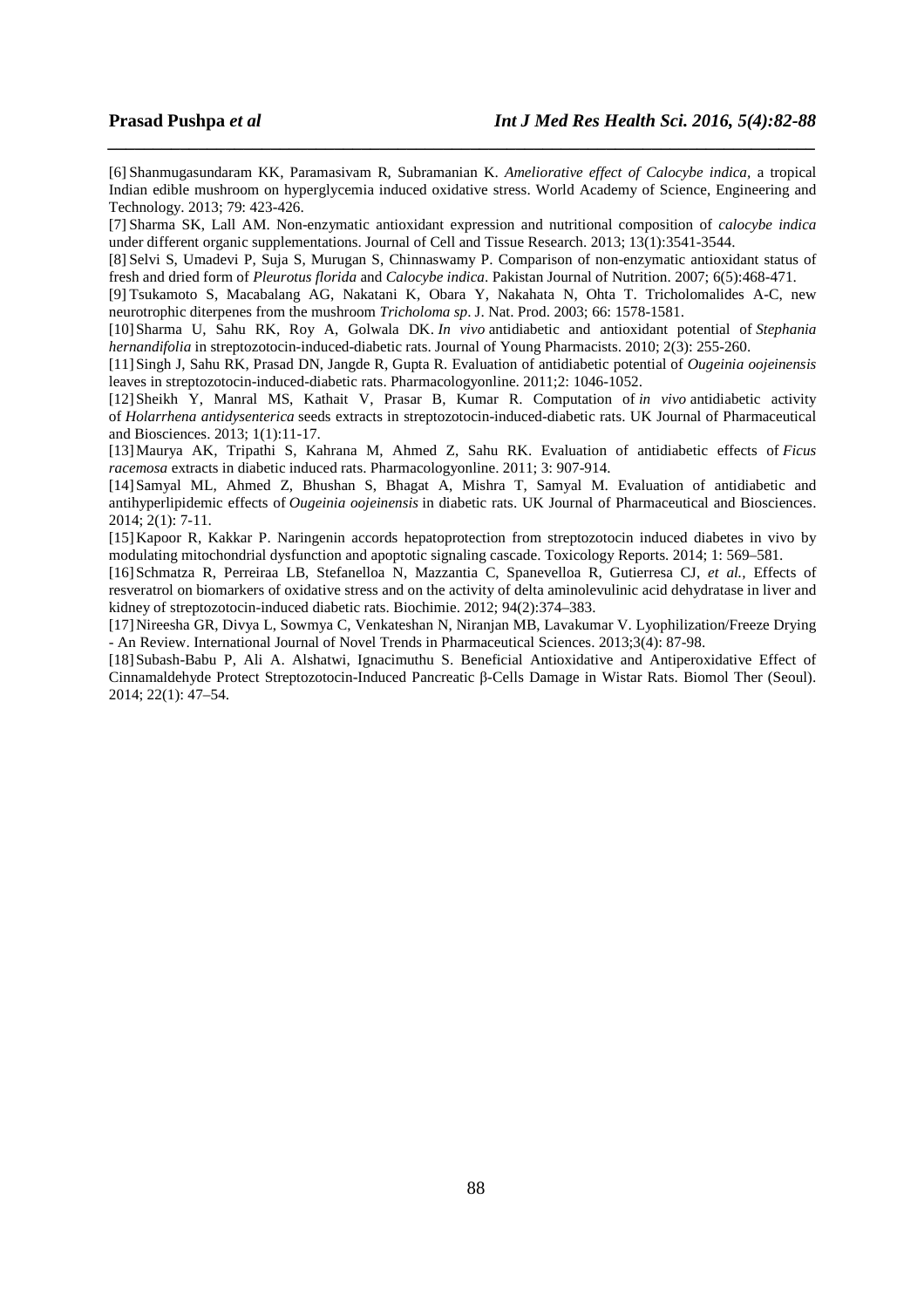[6] Shanmugasundaram KK, Paramasivam R, Subramanian K. *Ameliorative effect of Calocybe indica*, a tropical Indian edible mushroom on hyperglycemia induced oxidative stress. World Academy of Science, Engineering and Technology. 2013; 79: 423-426.

[7] Sharma SK, Lall AM. Non-enzymatic antioxidant expression and nutritional composition of *calocybe indica* under different organic supplementations. Journal of Cell and Tissue Research. 2013; 13(1):3541-3544.

[8] Selvi S, Umadevi P, Suja S, Murugan S, Chinnaswamy P. Comparison of non-enzymatic antioxidant status of fresh and dried form of *Pleurotus florida* and *Calocybe indica*. Pakistan Journal of Nutrition. 2007; 6(5):468-471.

[9] Tsukamoto S, Macabalang AG, Nakatani K, Obara Y, Nakahata N, Ohta T. Tricholomalides A-C, new neurotrophic diterpenes from the mushroom *Tricholoma sp*. J. Nat. Prod. 2003; 66: 1578-1581.

[10] Sharma U, Sahu RK, Roy A, Golwala DK. *In vivo* antidiabetic and antioxidant potential of *Stephania hernandifolia* in streptozotocin-induced-diabetic rats. Journal of Young Pharmacists. 2010; 2(3): 255-260.

[11] Singh J, Sahu RK, Prasad DN, Jangde R, Gupta R. Evaluation of antidiabetic potential of *Ougeinia oojeinensis* leaves in streptozotocin-induced-diabetic rats. Pharmacologyonline. 2011;2: 1046-1052.

[12] Sheikh Y, Manral MS, Kathait V, Prasar B, Kumar R. Computation of *in vivo* antidiabetic activity of *Holarrhena antidysenterica* seeds extracts in streptozotocin-induced-diabetic rats. UK Journal of Pharmaceutical and Biosciences. 2013; 1(1):11-17.

[13] Maurya AK, Tripathi S, Kahrana M, Ahmed Z, Sahu RK. Evaluation of antidiabetic effects of *Ficus racemosa* extracts in diabetic induced rats. Pharmacologyonline. 2011; 3: 907-914.

[14] Samyal ML, Ahmed Z, Bhushan S, Bhagat A, Mishra T, Samyal M. Evaluation of antidiabetic and antihyperlipidemic effects of *Ougeinia oojeinensis* in diabetic rats. UK Journal of Pharmaceutical and Biosciences. 2014; 2(1): 7-11.

[15] Kapoor R, Kakkar P. Naringenin accords hepatoprotection from streptozotocin induced diabetes in vivo by modulating mitochondrial dysfunction and apoptotic signaling cascade. Toxicology Reports. 2014; 1: 569–581.

[16] Schmatza R, Perreiraa LB, Stefanelloa N, Mazzantia C, Spanevelloa R, Gutierresa CJ, *et al.,* Effects of resveratrol on biomarkers of oxidative stress and on the activity of delta aminolevulinic acid dehydratase in liver and kidney of streptozotocin-induced diabetic rats. Biochimie. 2012; 94(2):374–383.

[17] Nireesha GR, Divya L, Sowmya C, Venkateshan N, Niranjan MB, Lavakumar V. Lyophilization/Freeze Drying - An Review. International Journal of Novel Trends in Pharmaceutical Sciences. 2013;3(4): 87-98.

[18] Subash-Babu P, Ali A. Alshatwi, Ignacimuthu S. Beneficial Antioxidative and Antiperoxidative Effect of Cinnamaldehyde Protect Streptozotocin-Induced Pancreatic β-Cells Damage in Wistar Rats. Biomol Ther (Seoul). 2014; 22(1): 47–54.